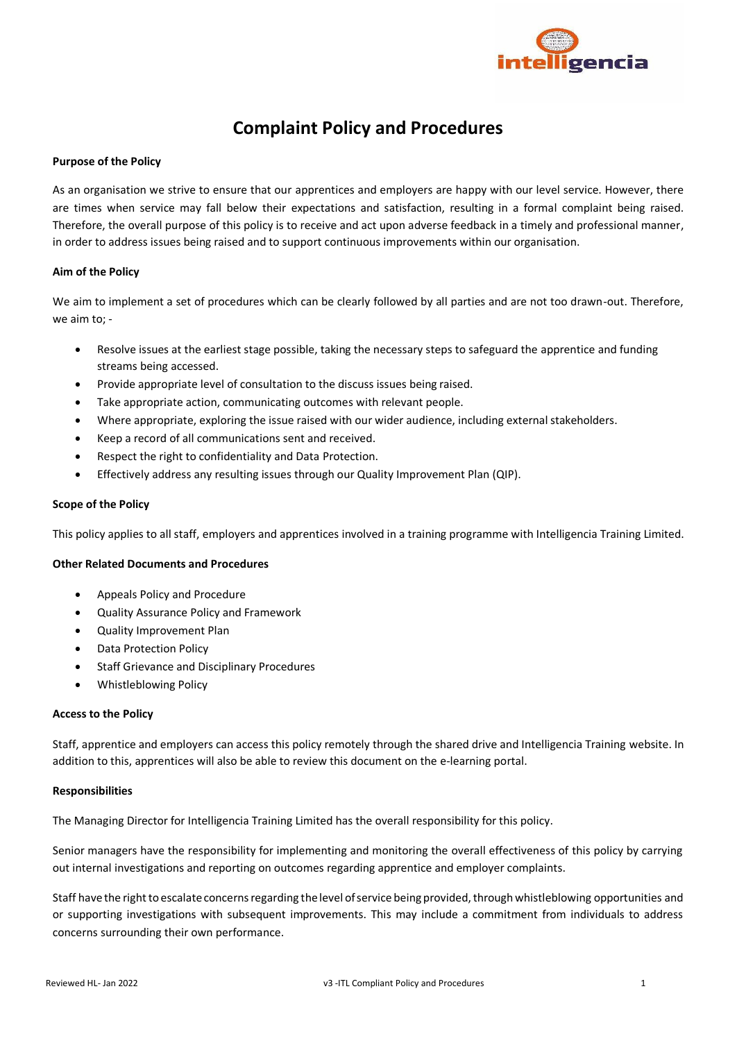# Complaint Policy and Procedures

**Purpose of the Policy**

As an organisation we strive to ensure that our apprentices and employers are happy with our level service. However, there are times when service may fall below their expectations and satisfaction, resulting in a formal complaint being raised. Therefore, the overall purpose of this policy is to receive and act upon adverse feedback in a timely and professional manner, in order to address issues being raised and to support continuous improvements within our organisation.

**Aim of the Policy**

We aim to implement a set of procedures which can be clearly followed by all parties and are not too drawn-out. Therefore, we aim to; -

- Resolve issues at the earliest stage possible, taking the necessary steps to safeguard the apprentice and funding streams being accessed.
- Provide appropriate level of consultation to the discuss issues being raised.
- Take appropriate action, communicating outcomes with relevant people.
- Where appropriate, exploring the issue raised with our wider audience, including external stakeholders.
- Keep a record of all communications sent and received.
- Respect the right to confidentiality and Data Protection.
- Effectively address any resulting issues through our Quality Improvement Plan (QIP).

**Scope of the Policy**

This policy applies to all staff, employers and apprentices involved in a training programme with Intelligencia Training Limited.

**Other Related Documents and Procedures**

- Appeals Policy and Procedure
- Quality Assurance Policy and Framework
- Quality Improvement Plan
- Data Protection Policy
- Staff Grievance and Disciplinary Procedures
- Whistleblowing Policy

**Access to the Policy**

Staff, apprentice and employers can access this policy remotely through the shared drive and Intelligencia Training website. In addition to this, apprentices will also be able to review this document on the e-learning portal.

**Responsibilities**

The Managing Director for Intelligencia Training Limited has the overall responsibility for this policy.

Senior managers have the responsibility for implementing and monitoring the overall effectiveness of this policy by carrying out internal investigations and reporting on outcomes regarding apprentice and employer complaints.

Staff have the right to escalate concerns regarding the level of service being provided, through whistleblowing opportunities and or supporting investigations with subsequent improvements. This may include a commitment from individuals to address concerns surrounding their own performance.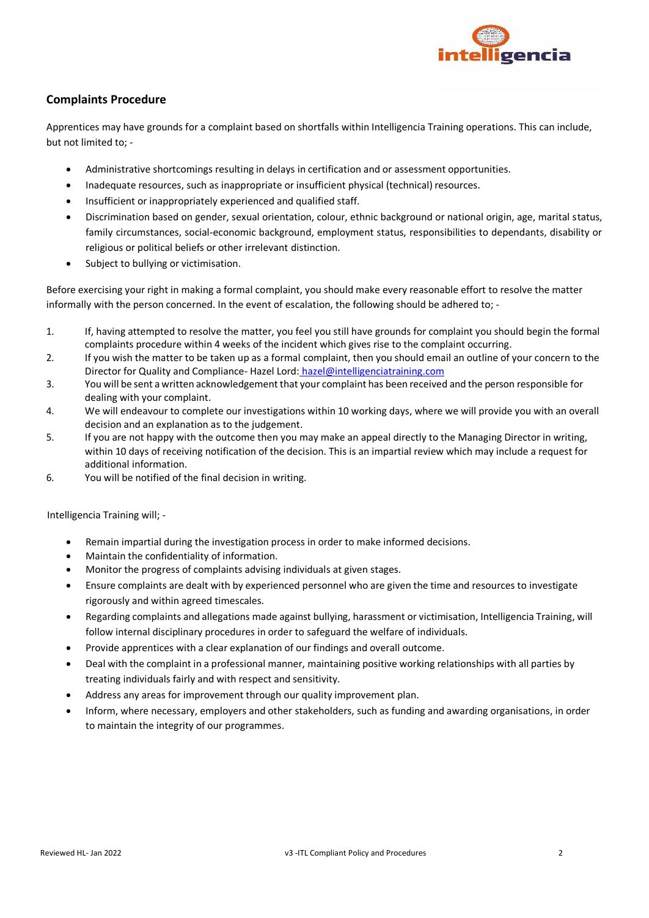## Complaints Procedure

Apprentices may have grounds for a complaint based on shortfalls within Intelligencia Training operations. This can include, but not limited to; -

- Administrative shortcomings resulting in delays in certification and or assessment opportunities.
- Inadequate resources, such as inappropriate or insufficient physical (technical) resources.
- Insufficient or inappropriately experienced and qualified staff.
- Discrimination based on gender, sexual orientation, colour, ethnic background or national origin, age, marital status, family circumstances, social-economic background, employment status, responsibilities to dependants, disability or religious or political beliefs or other irrelevant distinction.
- Subject to bullying or victimisation.

Before exercising your right in making a formal complaint, you should make every reasonable effort to resolve the matter informally with the person concerned. In the event of escalation, the following should be adhered to; -

1. If, having attempted to resolve the matter, you feel you still have grounds for complaint you should begin the formal complaints procedure within 4 weeks of the incident which gives rise to the complaint occurring.
2. If you wish the matter to be taken up as a formal complaint, then you should email an outline of your concern to the Director for Quality and Compliance- Hazel Lord: hazel@intelligenciatraining.com
3. You will be sent a written acknowledgement that your complaint has been received and the person responsible for dealing with your complaint.
4. We will endeavour to complete our investigations within 10 working days, where we will provide you with an overall decision and an explanation as to the judgement.
5. If you are not happy with the outcome then you may make an appeal directly to the Managing Director in writing, within 10 days of receiving notification of the decision. This is an impartial review which may include a request for additional information.
6. You will be notified of the final decision in writing.

Intelligencia Training will; -

- Remain impartial during the investigation process in order to make informed decisions.
- Maintain the confidentiality of information.
- Monitor the progress of complaints advising individuals at given stages.
- Ensure complaints are dealt with by experienced personnel who are given the time and resources to investigate rigorously and within agreed timescales.
- Regarding complaints and allegations made against bullying, harassment or victimisation, Intelligencia Training, will follow internal disciplinary procedures in order to safeguard the welfare of individuals.
- Provide apprentices with a clear explanation of our findings and overall outcome.
- Deal with the complaint in a professional manner, maintaining positive working relationships with all parties by treating individuals fairly and with respect and sensitivity.
- Address any areas for improvement through our quality improvement plan.
- Inform, where necessary, employers and other stakeholders, such as funding and awarding organisations, in order to maintain the integrity of our programmes.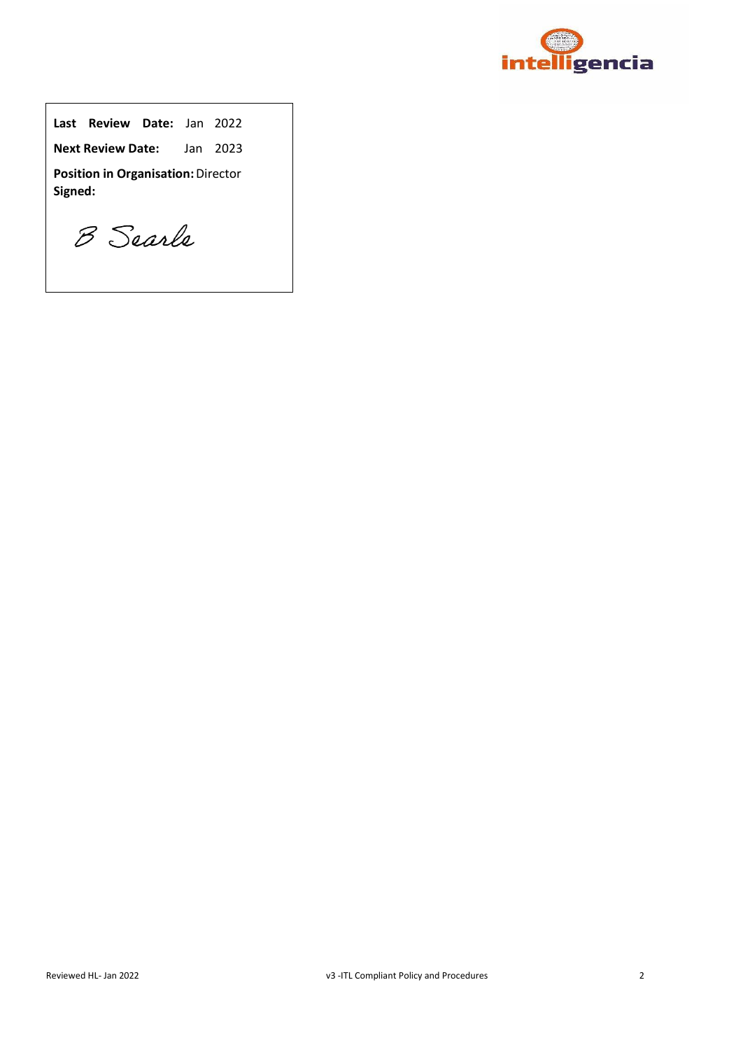**Last Review Date:** Jan 2022

**Next Review Date:** Jan 2023

**Position in Organisation:** Director

**Signed:**

B Searle